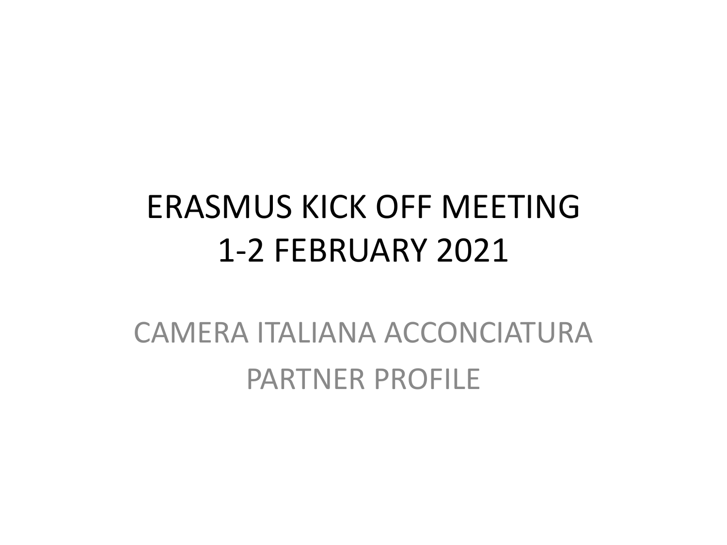# ERASMUS KICK OFF MEETING
# 1-2 FEBRUARY 2021

## CAMERA ITALIANA ACCONCIATURA
## PARTNER PROFILE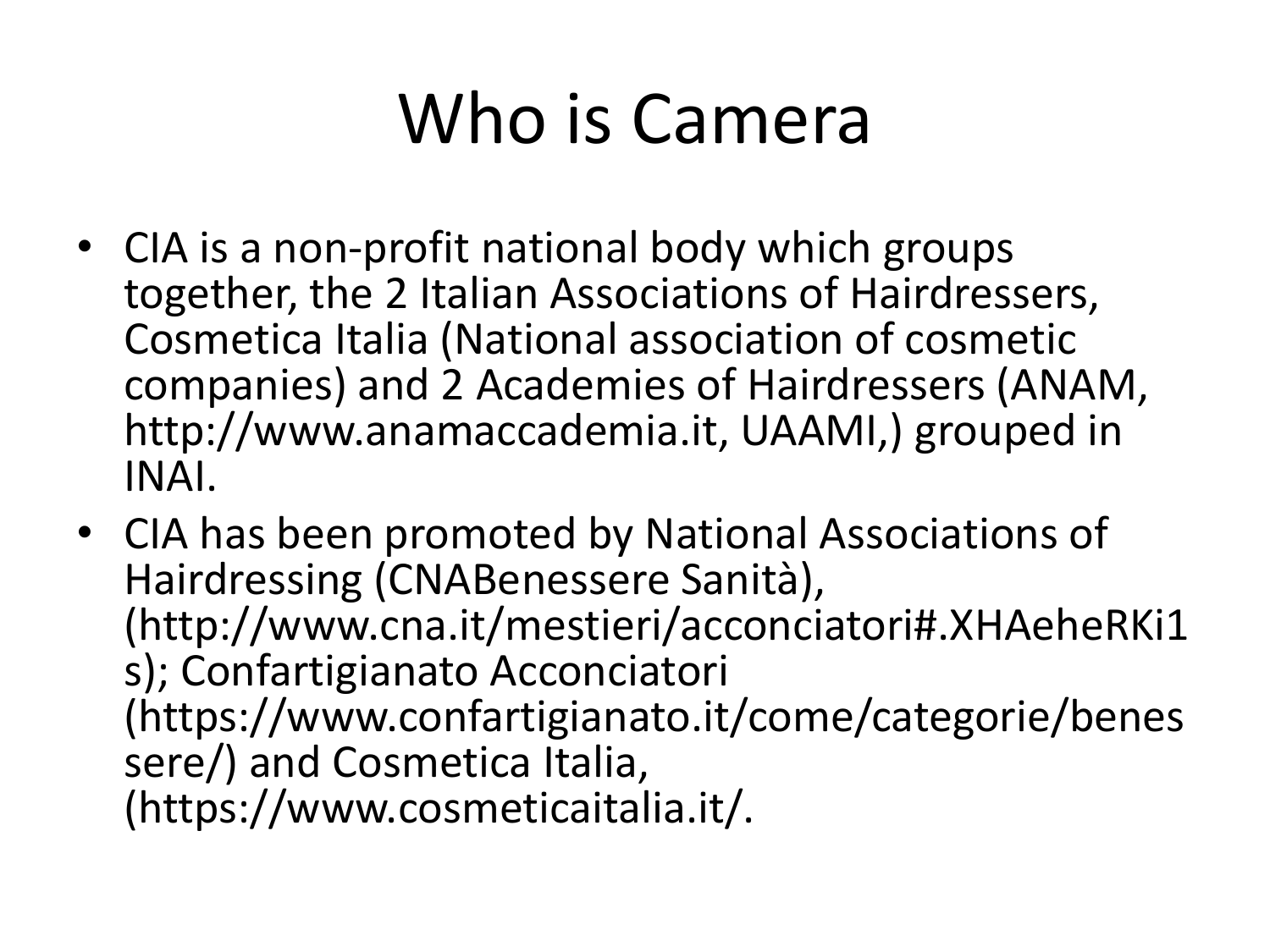# Who is Camera

- CIA is a non-profit national body which groups together, the 2 Italian Associations of Hairdressers, Cosmetica Italia (National association of cosmetic companies) and 2 Academies of Hairdressers (ANAM, http://www.anamaccademia.it, UAAMI,) grouped in INAI.
- CIA has been promoted by National Associations of Hairdressing (CNABenessere Sanità), (http://www.cna.it/mestieri/acconciatori#.XHAeheRKi1s); Confartigianato Acconciatori (https://www.confartigianato.it/come/categorie/benessere/) and Cosmetica Italia, (https://www.cosmeticaitalia.it/.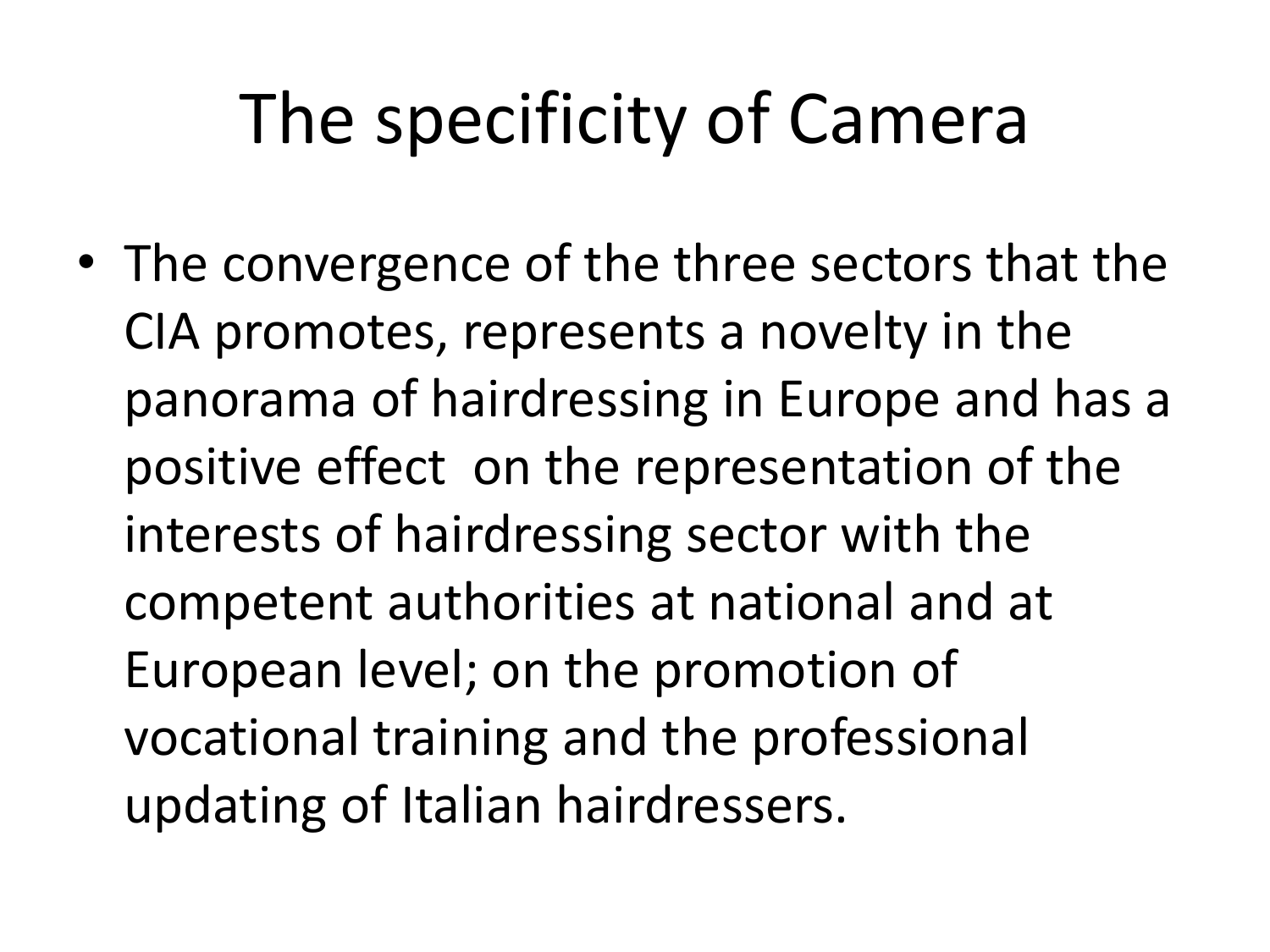# The specificity of Camera

- The convergence of the three sectors that the CIA promotes, represents a novelty in the panorama of hairdressing in Europe and has a positive effect on the representation of the interests of hairdressing sector with the competent authorities at national and at European level; on the promotion of vocational training and the professional updating of Italian hairdressers.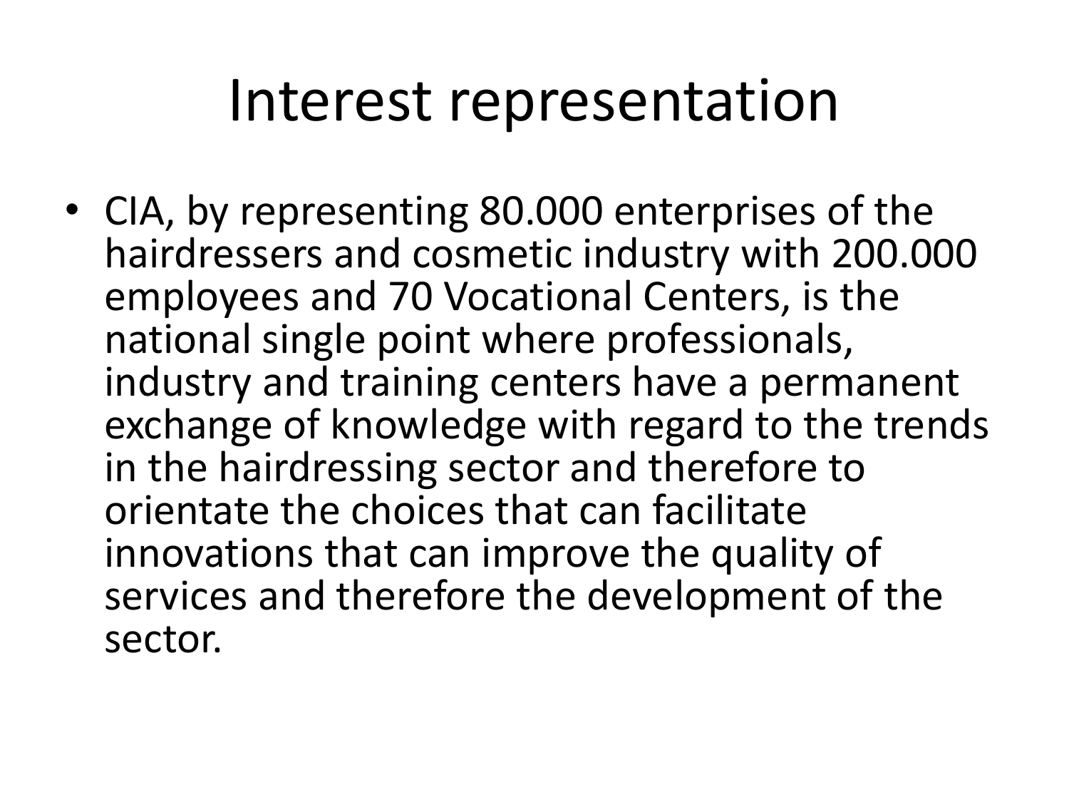# Interest representation

- CIA, by representing 80.000 enterprises of the hairdressers and cosmetic industry with 200.000 employees and 70 Vocational Centers, is the national single point where professionals, industry and training centers have a permanent exchange of knowledge with regard to the trends in the hairdressing sector and therefore to orientate the choices that can facilitate innovations that can improve the quality of services and therefore the development of the sector.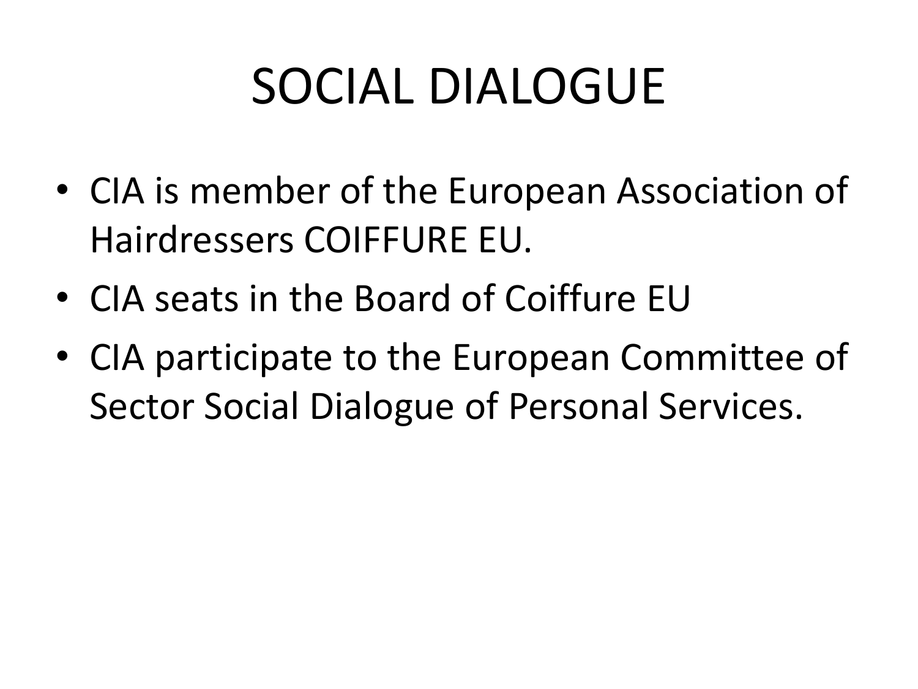# SOCIAL DIALOGUE

- CIA is member of the European Association of Hairdressers COIFFURE EU.
- CIA seats in the Board of Coiffure EU
- CIA participate to the European Committee of Sector Social Dialogue of Personal Services.